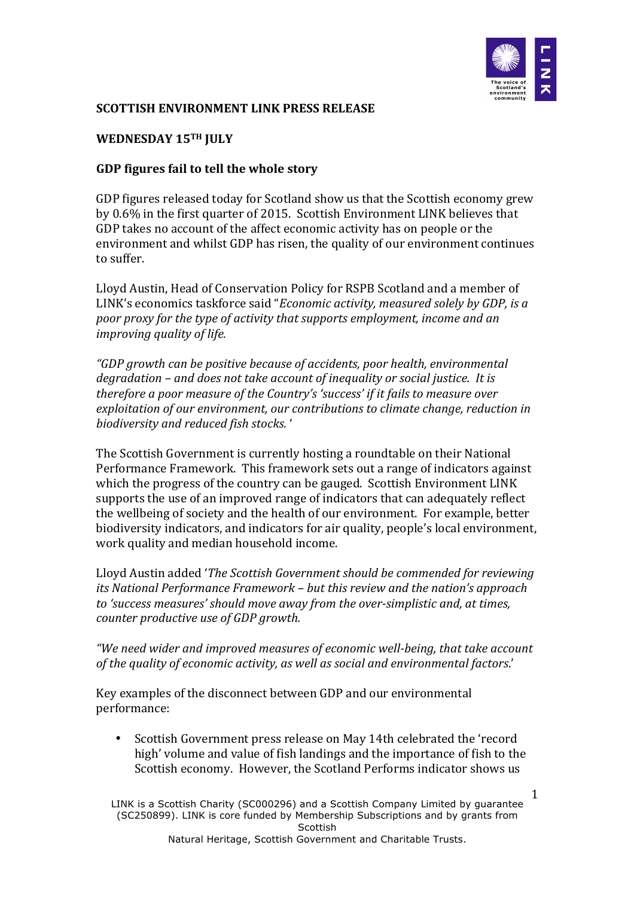**SCOTTISH ENVIRONMENT LINK PRESS RELEASE**

**WEDNESDAY 15[TH] JULY**

**GDP figures fail to tell the whole story**

GDP figures released today for Scotland show us that the Scottish economy grew by 0.6% in the first quarter of 2015. Scottish Environment LINK believes that GDP takes no account of the affect economic activity has on people or the environment and whilst GDP has risen, the quality of our environment continues to suffer.

Lloyd Austin, Head of Conservation Policy for RSPB Scotland and a member of LINK's economics taskforce said "*Economic activity, measured solely by GDP, is a poor proxy for the type of activity that supports employment, income and an improving quality of life.*

*"GDP growth can be positive because of accidents, poor health, environmental degradation – and does not take account of inequality or social justice. It is therefore a poor measure of the Country's 'success' if it fails to measure over exploitation of our environment, our contributions to climate change, reduction in biodiversity and reduced fish stocks.* '

The Scottish Government is currently hosting a roundtable on their National Performance Framework. This framework sets out a range of indicators against which the progress of the country can be gauged. Scottish Environment LINK supports the use of an improved range of indicators that can adequately reflect the wellbeing of society and the health of our environment. For example, better biodiversity indicators, and indicators for air quality, people's local environment, work quality and median household income.

Lloyd Austin added '*The Scottish Government should be commended for reviewing its National Performance Framework – but this review and the nation's approach to 'success measures' should move away from the over-simplistic and, at times, counter productive use of GDP growth.*

*"We need wider and improved measures of economic well-being, that take account of the quality of economic activity, as well as social and environmental factors*.'

Key examples of the disconnect between GDP and our environmental performance:

- Scottish Government press release on May 14th celebrated the 'record high' volume and value of fish landings and the importance of fish to the Scottish economy. However, the Scotland Performs indicator shows us

LINK is a Scottish Charity (SC000296) and a Scottish Company Limited by guarantee (SC250899). LINK is core funded by Membership Subscriptions and by grants from Scottish Natural Heritage, Scottish Government and Charitable Trusts.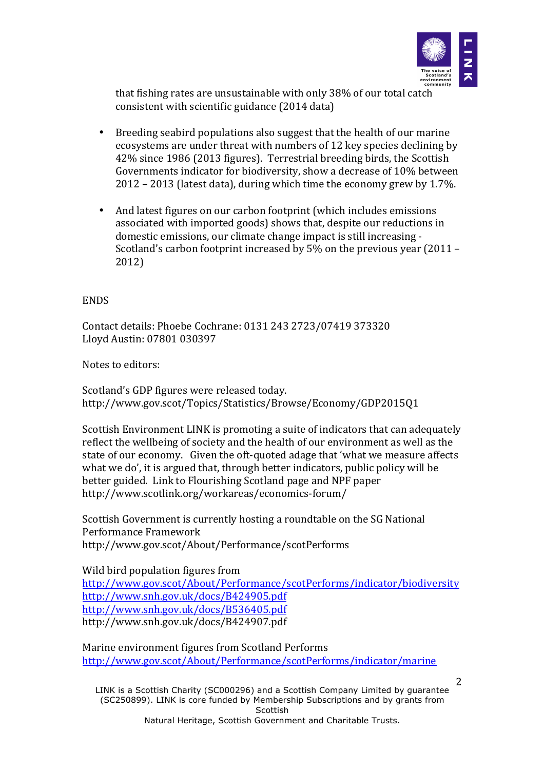that fishing rates are unsustainable with only 38% of our total catch consistent with scientific guidance (2014 data)

- Breeding seabird populations also suggest that the health of our marine ecosystems are under threat with numbers of 12 key species declining by 42% since 1986 (2013 figures). Terrestrial breeding birds, the Scottish Governments indicator for biodiversity, show a decrease of 10% between 2012 – 2013 (latest data), during which time the economy grew by 1.7%.

- And latest figures on our carbon footprint (which includes emissions associated with imported goods) shows that, despite our reductions in domestic emissions, our climate change impact is still increasing - Scotland's carbon footprint increased by 5% on the previous year (2011 – 2012)

ENDS

Contact details: Phoebe Cochrane: 0131 243 2723/07419 373320
Lloyd Austin: 07801 030397

Notes to editors:

Scotland's GDP figures were released today.
http://www.gov.scot/Topics/Statistics/Browse/Economy/GDP2015Q1

Scottish Environment LINK is promoting a suite of indicators that can adequately reflect the wellbeing of society and the health of our environment as well as the state of our economy. Given the oft-quoted adage that 'what we measure affects what we do', it is argued that, through better indicators, public policy will be better guided. Link to Flourishing Scotland page and NPF paper
http://www.scotlink.org/workareas/economics-forum/

Scottish Government is currently hosting a roundtable on the SG National Performance Framework
http://www.gov.scot/About/Performance/scotPerforms

Wild bird population figures from
http://www.gov.scot/About/Performance/scotPerforms/indicator/biodiversity
http://www.snh.gov.uk/docs/B424905.pdf
http://www.snh.gov.uk/docs/B536405.pdf
http://www.snh.gov.uk/docs/B424907.pdf

Marine environment figures from Scotland Performs
http://www.gov.scot/About/Performance/scotPerforms/indicator/marine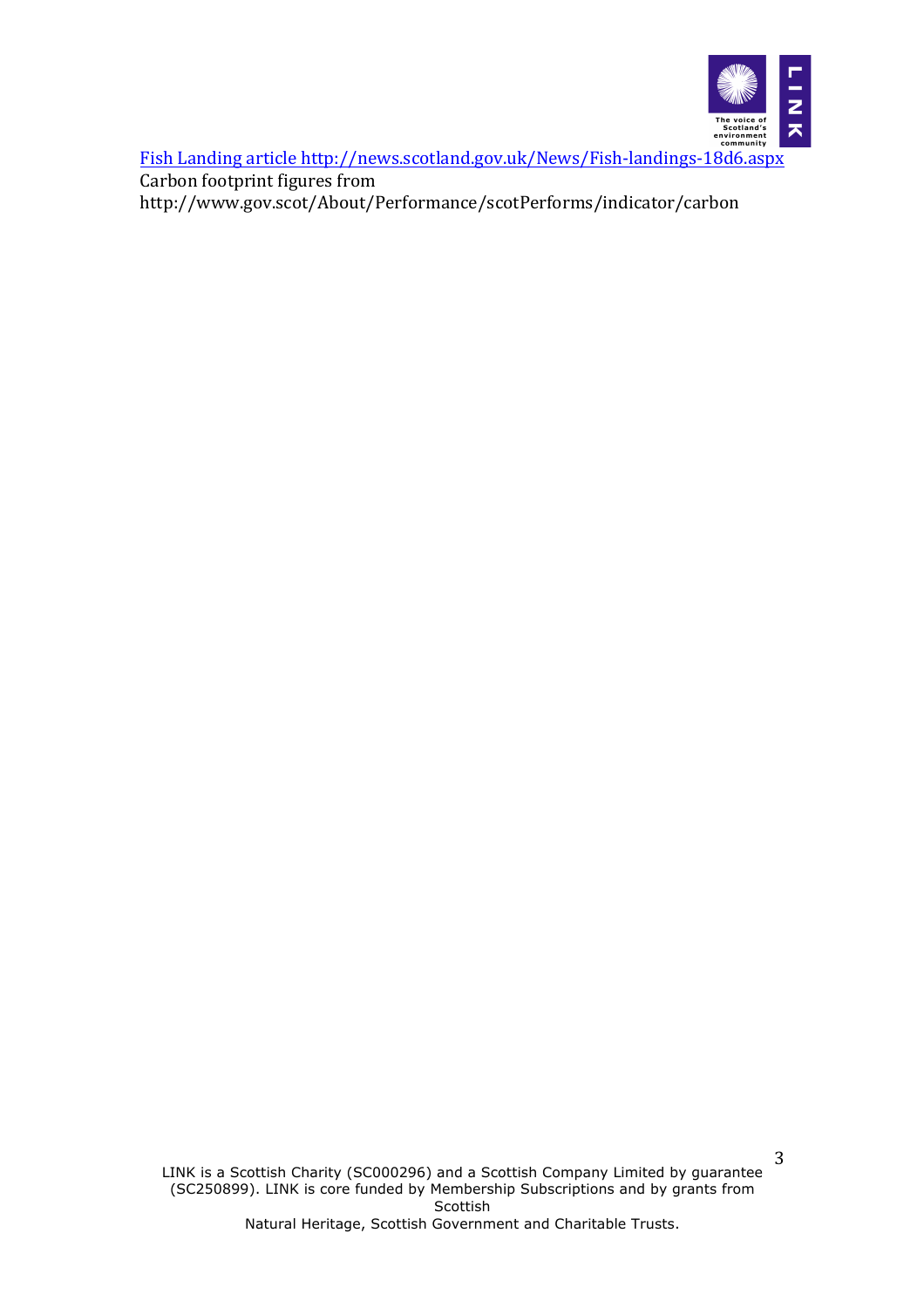Fish Landing article http://news.scotland.gov.uk/News/Fish-landings-18d6.aspx
Carbon footprint figures from
http://www.gov.scot/About/Performance/scotPerforms/indicator/carbon